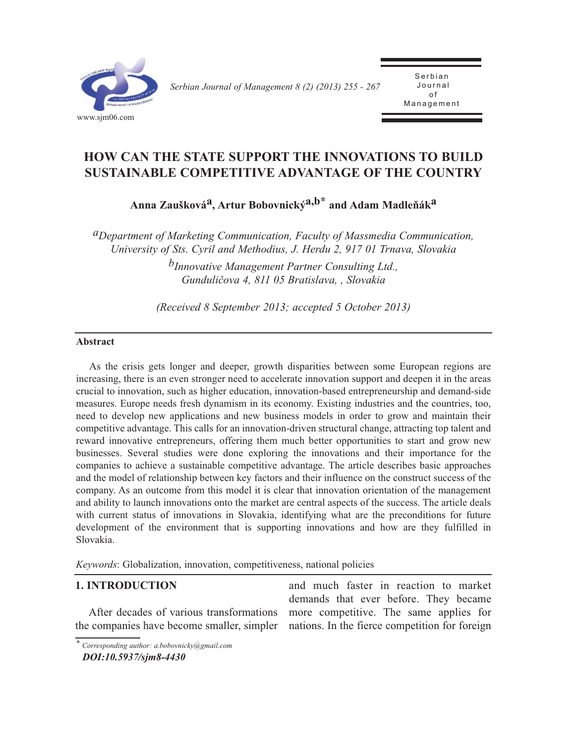# HOW CAN THE STATE SUPPORT THE INNOVATIONS TO BUILD SUSTAINABLE COMPETITIVE ADVANTAGE OF THE COUNTRY

**Anna Zaušková[a], Artur Bobovnický[a,b*] and Adam Madleňák[a]**

*[a]Department of Marketing Communication, Faculty of Massmedia Communication, University of Sts. Cyril and Methodius, J. Herdu 2, 917 01 Trnava, Slovakia*

*[b]Innovative Management Partner Consulting Ltd., Gunduličova 4, 811 05 Bratislava, , Slovakia*

*(Received 8 September 2013; accepted 5 October 2013)*

---

**Abstract**

As the crisis gets longer and deeper, growth disparities between some European regions are increasing, there is an even stronger need to accelerate innovation support and deepen it in the areas crucial to innovation, such as higher education, innovation-based entrepreneurship and demand-side measures. Europe needs fresh dynamism in its economy. Existing industries and the countries, too, need to develop new applications and new business models in order to grow and maintain their competitive advantage. This calls for an innovation-driven structural change, attracting top talent and reward innovative entrepreneurs, offering them much better opportunities to start and grow new businesses. Several studies were done exploring the innovations and their importance for the companies to achieve a sustainable competitive advantage. The article describes basic approaches and the model of relationship between key factors and their influence on the construct success of the company. As an outcome from this model it is clear that innovation orientation of the management and ability to launch innovations onto the market are central aspects of the success. The article deals with current status of innovations in Slovakia, identifying what are the preconditions for future development of the environment that is supporting innovations and how are they fulfilled in Slovakia.

*Keywords*: Globalization, innovation, competitiveness, national policies

---

## 1. INTRODUCTION

After decades of various transformations the companies have become smaller, simpler and much faster in reaction to market demands that ever before. They became more competitive. The same applies for nations. In the fierce competition for foreign

---

\* *Corresponding author: a.bobovnicky@gmail.com*

***DOI:10.5937/sjm8-4430***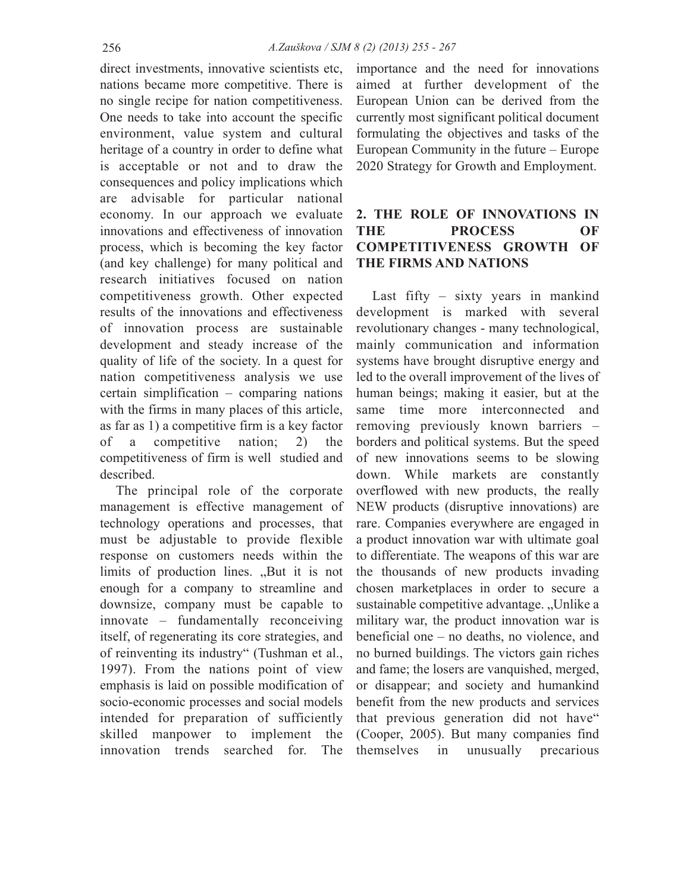direct investments, innovative scientists etc, nations became more competitive. There is no single recipe for nation competitiveness. One needs to take into account the specific environment, value system and cultural heritage of a country in order to define what is acceptable or not and to draw the consequences and policy implications which are advisable for particular national economy. In our approach we evaluate innovations and effectiveness of innovation process, which is becoming the key factor (and key challenge) for many political and research initiatives focused on nation competitiveness growth. Other expected results of the innovations and effectiveness of innovation process are sustainable development and steady increase of the quality of life of the society. In a quest for nation competitiveness analysis we use certain simplification – comparing nations with the firms in many places of this article, as far as 1) a competitive firm is a key factor of a competitive nation; 2) the competitiveness of firm is well studied and described.

The principal role of the corporate management is effective management of technology operations and processes, that must be adjustable to provide flexible response on customers needs within the limits of production lines. „But it is not enough for a company to streamline and downsize, company must be capable to innovate – fundamentally reconceiving itself, of regenerating its core strategies, and of reinventing its industry" (Tushman et al., 1997). From the nations point of view emphasis is laid on possible modification of socio-economic processes and social models intended for preparation of sufficiently skilled manpower to implement the innovation trends searched for. The importance and the need for innovations aimed at further development of the European Union can be derived from the currently most significant political document formulating the objectives and tasks of the European Community in the future – Europe 2020 Strategy for Growth and Employment.

## 2. THE ROLE OF INNOVATIONS IN THE PROCESS OF COMPETITIVENESS GROWTH OF THE FIRMS AND NATIONS

Last fifty – sixty years in mankind development is marked with several revolutionary changes - many technological, mainly communication and information systems have brought disruptive energy and led to the overall improvement of the lives of human beings; making it easier, but at the same time more interconnected and removing previously known barriers – borders and political systems. But the speed of new innovations seems to be slowing down. While markets are constantly overflowed with new products, the really NEW products (disruptive innovations) are rare. Companies everywhere are engaged in a product innovation war with ultimate goal to differentiate. The weapons of this war are the thousands of new products invading chosen marketplaces in order to secure a sustainable competitive advantage. „Unlike a military war, the product innovation war is beneficial one – no deaths, no violence, and no burned buildings. The victors gain riches and fame; the losers are vanquished, merged, or disappear; and society and humankind benefit from the new products and services that previous generation did not have" (Cooper, 2005). But many companies find themselves in unusually precarious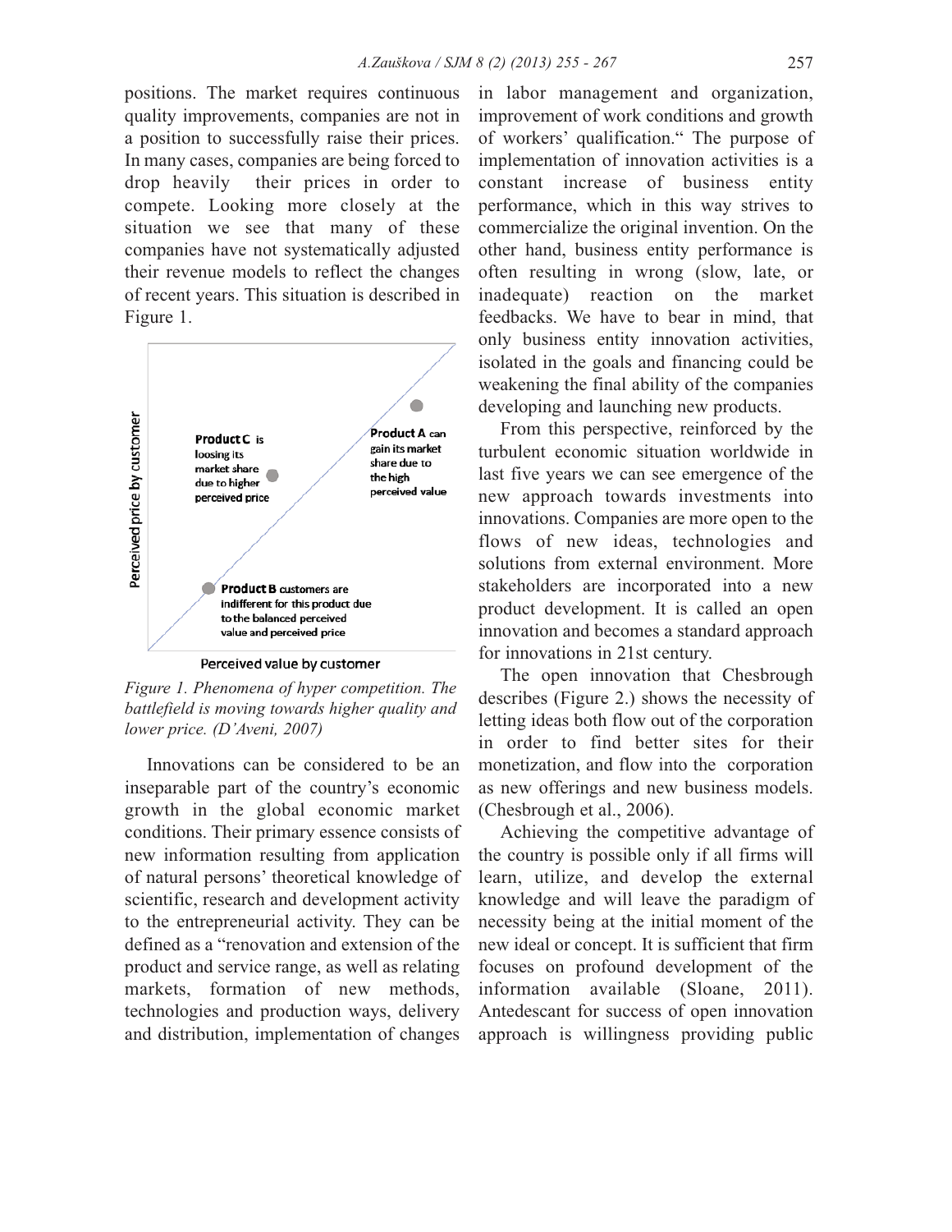positions. The market requires continuous quality improvements, companies are not in a position to successfully raise their prices. In many cases, companies are being forced to drop heavily their prices in order to compete. Looking more closely at the situation we see that many of these companies have not systematically adjusted their revenue models to reflect the changes of recent years. This situation is described in Figure 1.

*Figure 1. Phenomena of hyper competition. The battlefield is moving towards higher quality and lower price. (D'Aveni, 2007)*

Innovations can be considered to be an inseparable part of the country's economic growth in the global economic market conditions. Their primary essence consists of new information resulting from application of natural persons' theoretical knowledge of scientific, research and development activity to the entrepreneurial activity. They can be defined as a "renovation and extension of the product and service range, as well as relating markets, formation of new methods, technologies and production ways, delivery and distribution, implementation of changes in labor management and organization, improvement of work conditions and growth of workers' qualification." The purpose of implementation of innovation activities is a constant increase of business entity performance, which in this way strives to commercialize the original invention. On the other hand, business entity performance is often resulting in wrong (slow, late, or inadequate) reaction on the market feedbacks. We have to bear in mind, that only business entity innovation activities, isolated in the goals and financing could be weakening the final ability of the companies developing and launching new products.

From this perspective, reinforced by the turbulent economic situation worldwide in last five years we can see emergence of the new approach towards investments into innovations. Companies are more open to the flows of new ideas, technologies and solutions from external environment. More stakeholders are incorporated into a new product development. It is called an open innovation and becomes a standard approach for innovations in 21st century.

The open innovation that Chesbrough describes (Figure 2.) shows the necessity of letting ideas both flow out of the corporation in order to find better sites for their monetization, and flow into the corporation as new offerings and new business models. (Chesbrough et al., 2006).

Achieving the competitive advantage of the country is possible only if all firms will learn, utilize, and develop the external knowledge and will leave the paradigm of necessity being at the initial moment of the new ideal or concept. It is sufficient that firm focuses on profound development of the information available (Sloane, 2011). Antedescant for success of open innovation approach is willingness providing public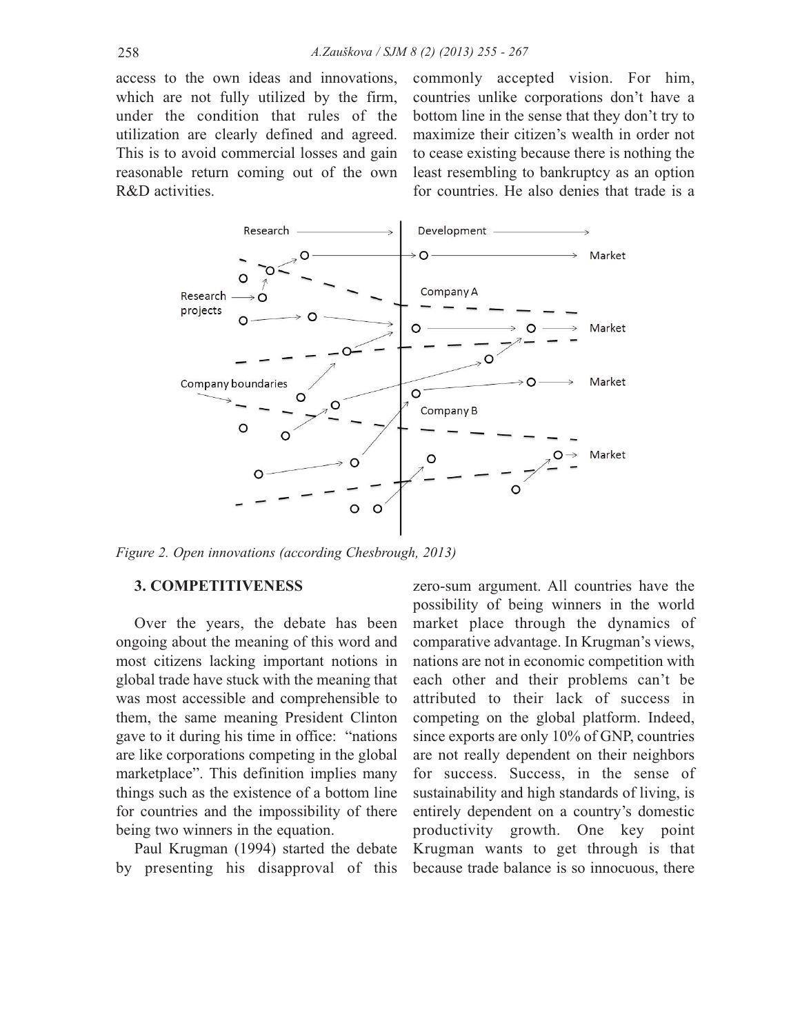access to the own ideas and innovations, which are not fully utilized by the firm, under the condition that rules of the utilization are clearly defined and agreed. This is to avoid commercial losses and gain reasonable return coming out of the own R&D activities.

*Figure 2. Open innovations (according Chesbrough, 2013)*

## 3. COMPETITIVENESS

Over the years, the debate has been ongoing about the meaning of this word and most citizens lacking important notions in global trade have stuck with the meaning that was most accessible and comprehensible to them, the same meaning President Clinton gave to it during his time in office: "nations are like corporations competing in the global marketplace". This definition implies many things such as the existence of a bottom line for countries and the impossibility of there being two winners in the equation.

Paul Krugman (1994) started the debate by presenting his disapproval of this commonly accepted vision. For him, countries unlike corporations don't have a bottom line in the sense that they don't try to maximize their citizen's wealth in order not to cease existing because there is nothing the least resembling to bankruptcy as an option for countries. He also denies that trade is a zero-sum argument. All countries have the possibility of being winners in the world market place through the dynamics of comparative advantage. In Krugman's views, nations are not in economic competition with each other and their problems can't be attributed to their lack of success in competing on the global platform. Indeed, since exports are only 10% of GNP, countries are not really dependent on their neighbors for success. Success, in the sense of sustainability and high standards of living, is entirely dependent on a country's domestic productivity growth. One key point Krugman wants to get through is that because trade balance is so innocuous, there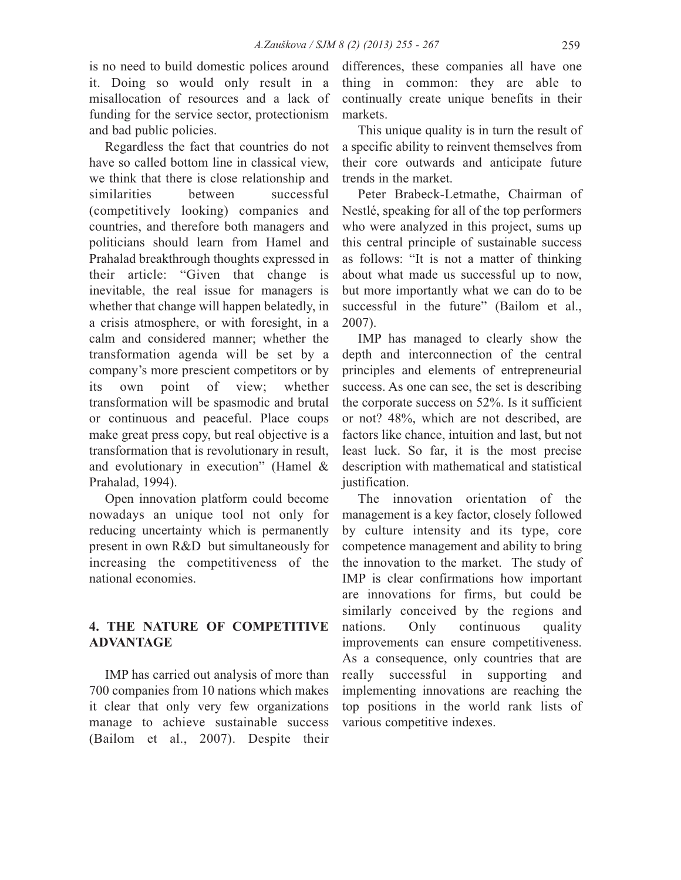is no need to build domestic polices around it. Doing so would only result in a misallocation of resources and a lack of funding for the service sector, protectionism and bad public policies.

Regardless the fact that countries do not have so called bottom line in classical view, we think that there is close relationship and similarities between successful (competitively looking) companies and countries, and therefore both managers and politicians should learn from Hamel and Prahalad breakthrough thoughts expressed in their article: "Given that change is inevitable, the real issue for managers is whether that change will happen belatedly, in a crisis atmosphere, or with foresight, in a calm and considered manner; whether the transformation agenda will be set by a company's more prescient competitors or by its own point of view; whether transformation will be spasmodic and brutal or continuous and peaceful. Place coups make great press copy, but real objective is a transformation that is revolutionary in result, and evolutionary in execution" (Hamel & Prahalad, 1994).

Open innovation platform could become nowadays an unique tool not only for reducing uncertainty which is permanently present in own R&D but simultaneously for increasing the competitiveness of the national economies.

## 4. THE NATURE OF COMPETITIVE ADVANTAGE

IMP has carried out analysis of more than 700 companies from 10 nations which makes it clear that only very few organizations manage to achieve sustainable success (Bailom et al., 2007). Despite their differences, these companies all have one thing in common: they are able to continually create unique benefits in their markets.

This unique quality is in turn the result of a specific ability to reinvent themselves from their core outwards and anticipate future trends in the market.

Peter Brabeck-Letmathe, Chairman of Nestlé, speaking for all of the top performers who were analyzed in this project, sums up this central principle of sustainable success as follows: "It is not a matter of thinking about what made us successful up to now, but more importantly what we can do to be successful in the future" (Bailom et al., 2007).

IMP has managed to clearly show the depth and interconnection of the central principles and elements of entrepreneurial success. As one can see, the set is describing the corporate success on 52%. Is it sufficient or not? 48%, which are not described, are factors like chance, intuition and last, but not least luck. So far, it is the most precise description with mathematical and statistical justification.

The innovation orientation of the management is a key factor, closely followed by culture intensity and its type, core competence management and ability to bring the innovation to the market. The study of IMP is clear confirmations how important are innovations for firms, but could be similarly conceived by the regions and nations. Only continuous quality improvements can ensure competitiveness. As a consequence, only countries that are really successful in supporting and implementing innovations are reaching the top positions in the world rank lists of various competitive indexes.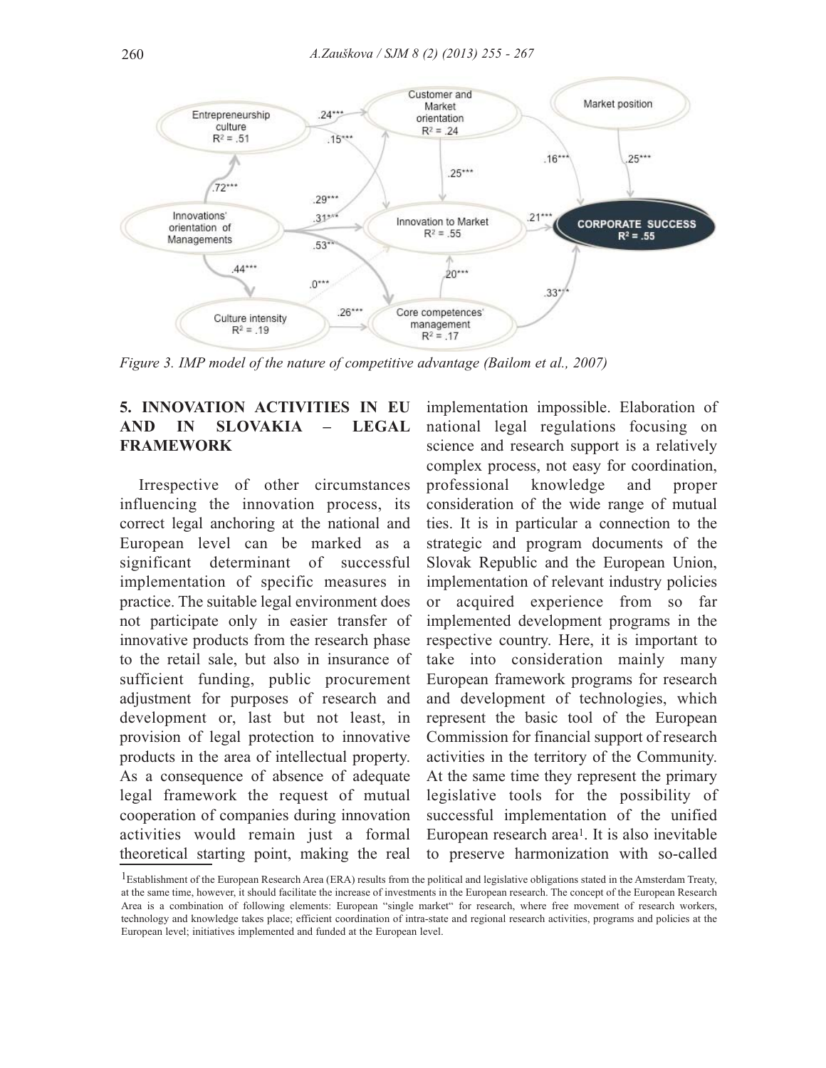*Figure 3. IMP model of the nature of competitive advantage (Bailom et al., 2007)*

## 5. INNOVATION ACTIVITIES IN EU AND IN SLOVAKIA – LEGAL FRAMEWORK

Irrespective of other circumstances influencing the innovation process, its correct legal anchoring at the national and European level can be marked as a significant determinant of successful implementation of specific measures in practice. The suitable legal environment does not participate only in easier transfer of innovative products from the research phase to the retail sale, but also in insurance of sufficient funding, public procurement adjustment for purposes of research and development or, last but not least, in provision of legal protection to innovative products in the area of intellectual property. As a consequence of absence of adequate legal framework the request of mutual cooperation of companies during innovation activities would remain just a formal theoretical starting point, making the real implementation impossible. Elaboration of national legal regulations focusing on science and research support is a relatively complex process, not easy for coordination, professional knowledge and proper consideration of the wide range of mutual ties. It is in particular a connection to the strategic and program documents of the Slovak Republic and the European Union, implementation of relevant industry policies or acquired experience from so far implemented development programs in the respective country. Here, it is important to take into consideration mainly many European framework programs for research and development of technologies, which represent the basic tool of the European Commission for financial support of research activities in the territory of the Community. At the same time they represent the primary legislative tools for the possibility of successful implementation of the unified European research area[1]. It is also inevitable to preserve harmonization with so-called

[1] Establishment of the European Research Area (ERA) results from the political and legislative obligations stated in the Amsterdam Treaty, at the same time, however, it should facilitate the increase of investments in the European research. The concept of the European Research Area is a combination of following elements: European "single market" for research, where free movement of research workers, technology and knowledge takes place; efficient coordination of intra-state and regional research activities, programs and policies at the European level; initiatives implemented and funded at the European level.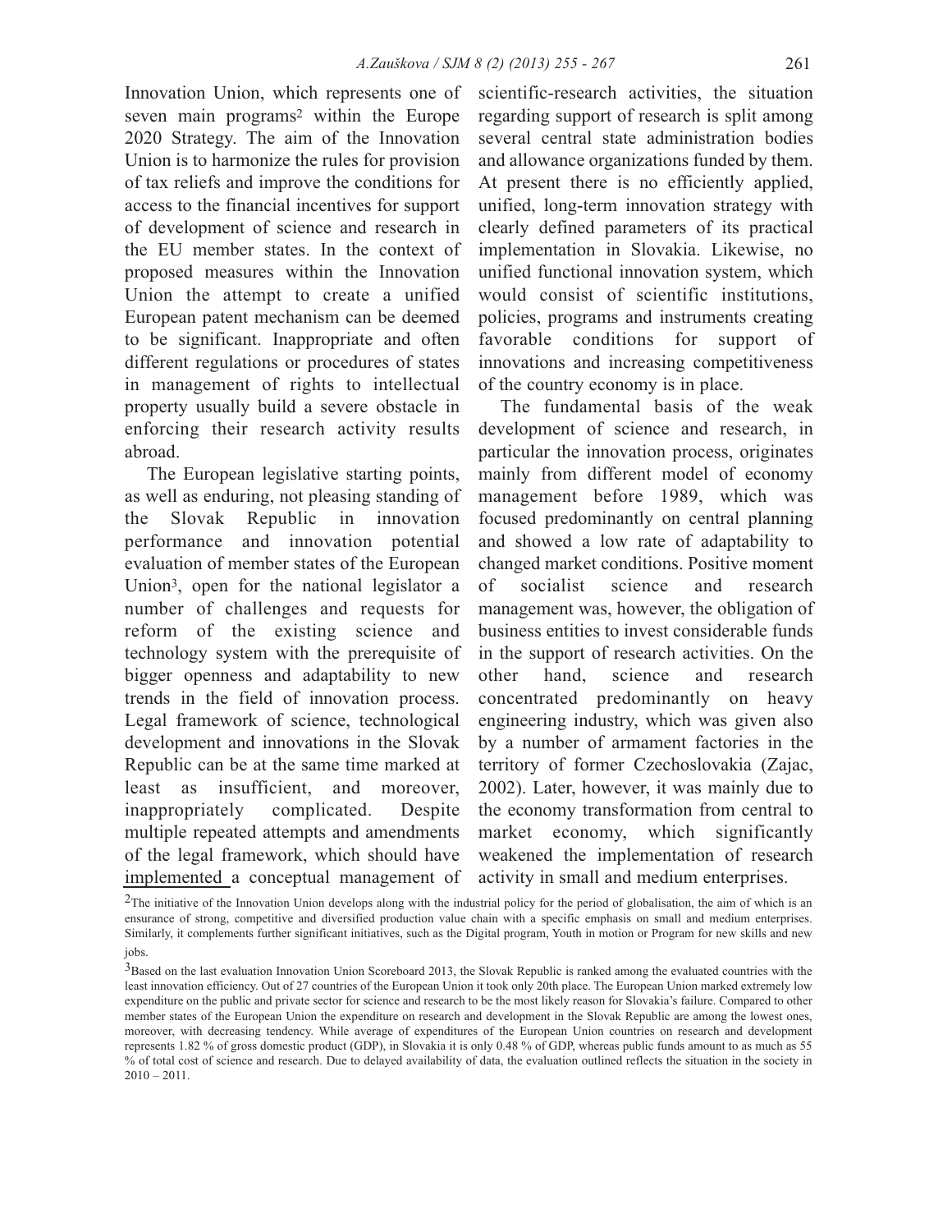Innovation Union, which represents one of seven main programs[2] within the Europe 2020 Strategy. The aim of the Innovation Union is to harmonize the rules for provision of tax reliefs and improve the conditions for access to the financial incentives for support of development of science and research in the EU member states. In the context of proposed measures within the Innovation Union the attempt to create a unified European patent mechanism can be deemed to be significant. Inappropriate and often different regulations or procedures of states in management of rights to intellectual property usually build a severe obstacle in enforcing their research activity results abroad.

The European legislative starting points, as well as enduring, not pleasing standing of the Slovak Republic in innovation performance and innovation potential evaluation of member states of the European Union[3], open for the national legislator a number of challenges and requests for reform of the existing science and technology system with the prerequisite of bigger openness and adaptability to new trends in the field of innovation process. Legal framework of science, technological development and innovations in the Slovak Republic can be at the same time marked at least as insufficient, and moreover, inappropriately complicated. Despite multiple repeated attempts and amendments of the legal framework, which should have implemented a conceptual management of scientific-research activities, the situation regarding support of research is split among several central state administration bodies and allowance organizations funded by them. At present there is no efficiently applied, unified, long-term innovation strategy with clearly defined parameters of its practical implementation in Slovakia. Likewise, no unified functional innovation system, which would consist of scientific institutions, policies, programs and instruments creating favorable conditions for support of innovations and increasing competitiveness of the country economy is in place.

The fundamental basis of the weak development of science and research, in particular the innovation process, originates mainly from different model of economy management before 1989, which was focused predominantly on central planning and showed a low rate of adaptability to changed market conditions. Positive moment of socialist science and research management was, however, the obligation of business entities to invest considerable funds in the support of research activities. On the other hand, science and research concentrated predominantly on heavy engineering industry, which was given also by a number of armament factories in the territory of former Czechoslovakia (Zajac, 2002). Later, however, it was mainly due to the economy transformation from central to market economy, which significantly weakened the implementation of research activity in small and medium enterprises.

[2] The initiative of the Innovation Union develops along with the industrial policy for the period of globalisation, the aim of which is an ensurance of strong, competitive and diversified production value chain with a specific emphasis on small and medium enterprises. Similarly, it complements further significant initiatives, such as the Digital program, Youth in motion or Program for new skills and new jobs.

[3] Based on the last evaluation Innovation Union Scoreboard 2013, the Slovak Republic is ranked among the evaluated countries with the least innovation efficiency. Out of 27 countries of the European Union it took only 20th place. The European Union marked extremely low expenditure on the public and private sector for science and research to be the most likely reason for Slovakia's failure. Compared to other member states of the European Union the expenditure on research and development in the Slovak Republic are among the lowest ones, moreover, with decreasing tendency. While average of expenditures of the European Union countries on research and development represents 1.82 % of gross domestic product (GDP), in Slovakia it is only 0.48 % of GDP, whereas public funds amount to as much as 55 % of total cost of science and research. Due to delayed availability of data, the evaluation outlined reflects the situation in the society in 2010 – 2011.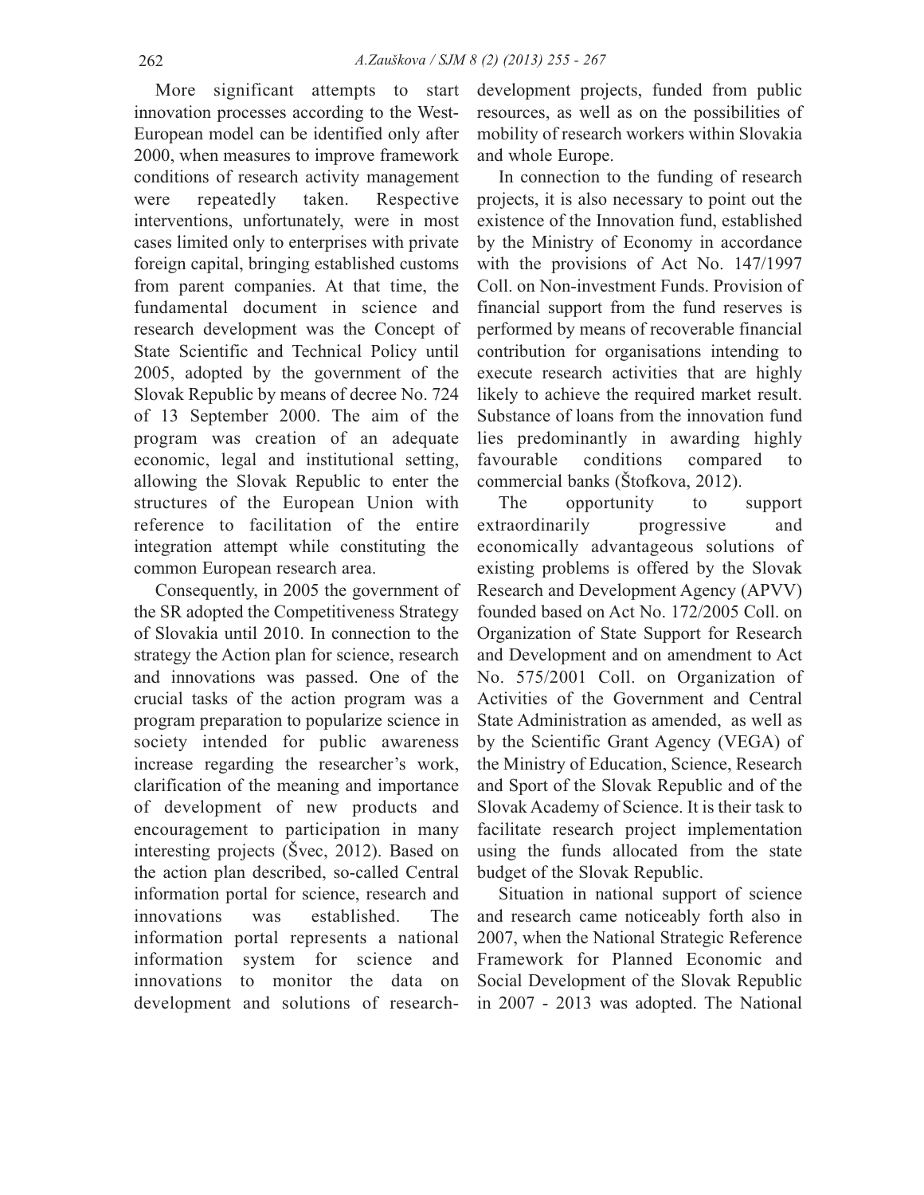More significant attempts to start innovation processes according to the West-European model can be identified only after 2000, when measures to improve framework conditions of research activity management were repeatedly taken. Respective interventions, unfortunately, were in most cases limited only to enterprises with private foreign capital, bringing established customs from parent companies. At that time, the fundamental document in science and research development was the Concept of State Scientific and Technical Policy until 2005, adopted by the government of the Slovak Republic by means of decree No. 724 of 13 September 2000. The aim of the program was creation of an adequate economic, legal and institutional setting, allowing the Slovak Republic to enter the structures of the European Union with reference to facilitation of the entire integration attempt while constituting the common European research area.

Consequently, in 2005 the government of the SR adopted the Competitiveness Strategy of Slovakia until 2010. In connection to the strategy the Action plan for science, research and innovations was passed. One of the crucial tasks of the action program was a program preparation to popularize science in society intended for public awareness increase regarding the researcher's work, clarification of the meaning and importance of development of new products and encouragement to participation in many interesting projects (Švec, 2012). Based on the action plan described, so-called Central information portal for science, research and innovations was established. The information portal represents a national information system for science and innovations to monitor the data on development and solutions of research-development projects, funded from public resources, as well as on the possibilities of mobility of research workers within Slovakia and whole Europe.

In connection to the funding of research projects, it is also necessary to point out the existence of the Innovation fund, established by the Ministry of Economy in accordance with the provisions of Act No. 147/1997 Coll. on Non-investment Funds. Provision of financial support from the fund reserves is performed by means of recoverable financial contribution for organisations intending to execute research activities that are highly likely to achieve the required market result. Substance of loans from the innovation fund lies predominantly in awarding highly favourable conditions compared to commercial banks (Štofkova, 2012).

The opportunity to support extraordinarily progressive and economically advantageous solutions of existing problems is offered by the Slovak Research and Development Agency (APVV) founded based on Act No. 172/2005 Coll. on Organization of State Support for Research and Development and on amendment to Act No. 575/2001 Coll. on Organization of Activities of the Government and Central State Administration as amended, as well as by the Scientific Grant Agency (VEGA) of the Ministry of Education, Science, Research and Sport of the Slovak Republic and of the Slovak Academy of Science. It is their task to facilitate research project implementation using the funds allocated from the state budget of the Slovak Republic.

Situation in national support of science and research came noticeably forth also in 2007, when the National Strategic Reference Framework for Planned Economic and Social Development of the Slovak Republic in 2007 - 2013 was adopted. The National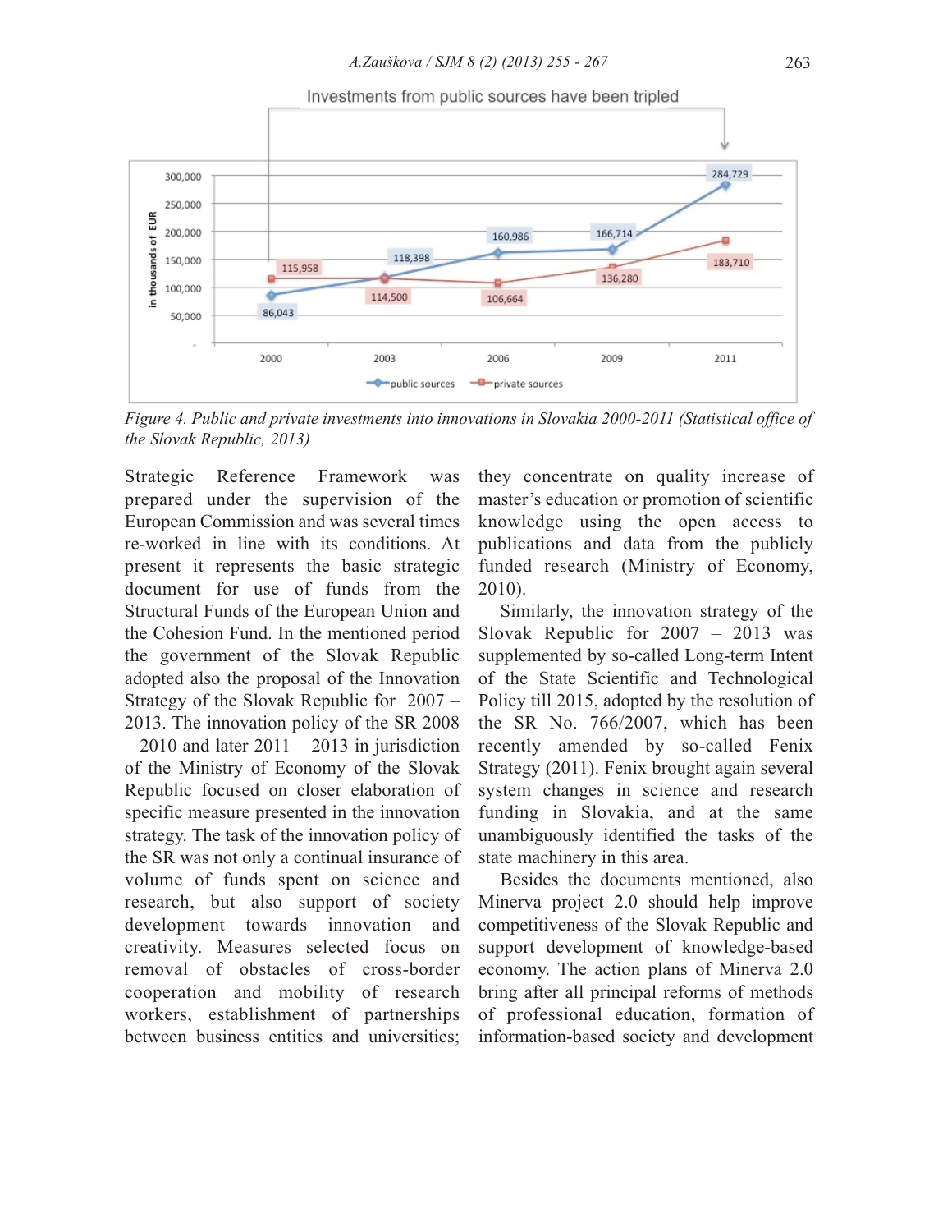Figure 4. Public and private investments into innovations in Slovakia 2000-2011 (Statistical office of the Slovak Republic, 2013)

Strategic Reference Framework was prepared under the supervision of the European Commission and was several times re-worked in line with its conditions. At present it represents the basic strategic document for use of funds from the Structural Funds of the European Union and the Cohesion Fund. In the mentioned period the government of the Slovak Republic adopted also the proposal of the Innovation Strategy of the Slovak Republic for 2007 – 2013. The innovation policy of the SR 2008 – 2010 and later 2011 – 2013 in jurisdiction of the Ministry of Economy of the Slovak Republic focused on closer elaboration of specific measure presented in the innovation strategy. The task of the innovation policy of the SR was not only a continual insurance of volume of funds spent on science and research, but also support of society development towards innovation and creativity. Measures selected focus on removal of obstacles of cross-border cooperation and mobility of research workers, establishment of partnerships between business entities and universities; they concentrate on quality increase of master's education or promotion of scientific knowledge using the open access to publications and data from the publicly funded research (Ministry of Economy, 2010).

Similarly, the innovation strategy of the Slovak Republic for 2007 – 2013 was supplemented by so-called Long-term Intent of the State Scientific and Technological Policy till 2015, adopted by the resolution of the SR No. 766/2007, which has been recently amended by so-called Fenix Strategy (2011). Fenix brought again several system changes in science and research funding in Slovakia, and at the same unambiguously identified the tasks of the state machinery in this area.

Besides the documents mentioned, also Minerva project 2.0 should help improve competitiveness of the Slovak Republic and support development of knowledge-based economy. The action plans of Minerva 2.0 bring after all principal reforms of methods of professional education, formation of information-based society and development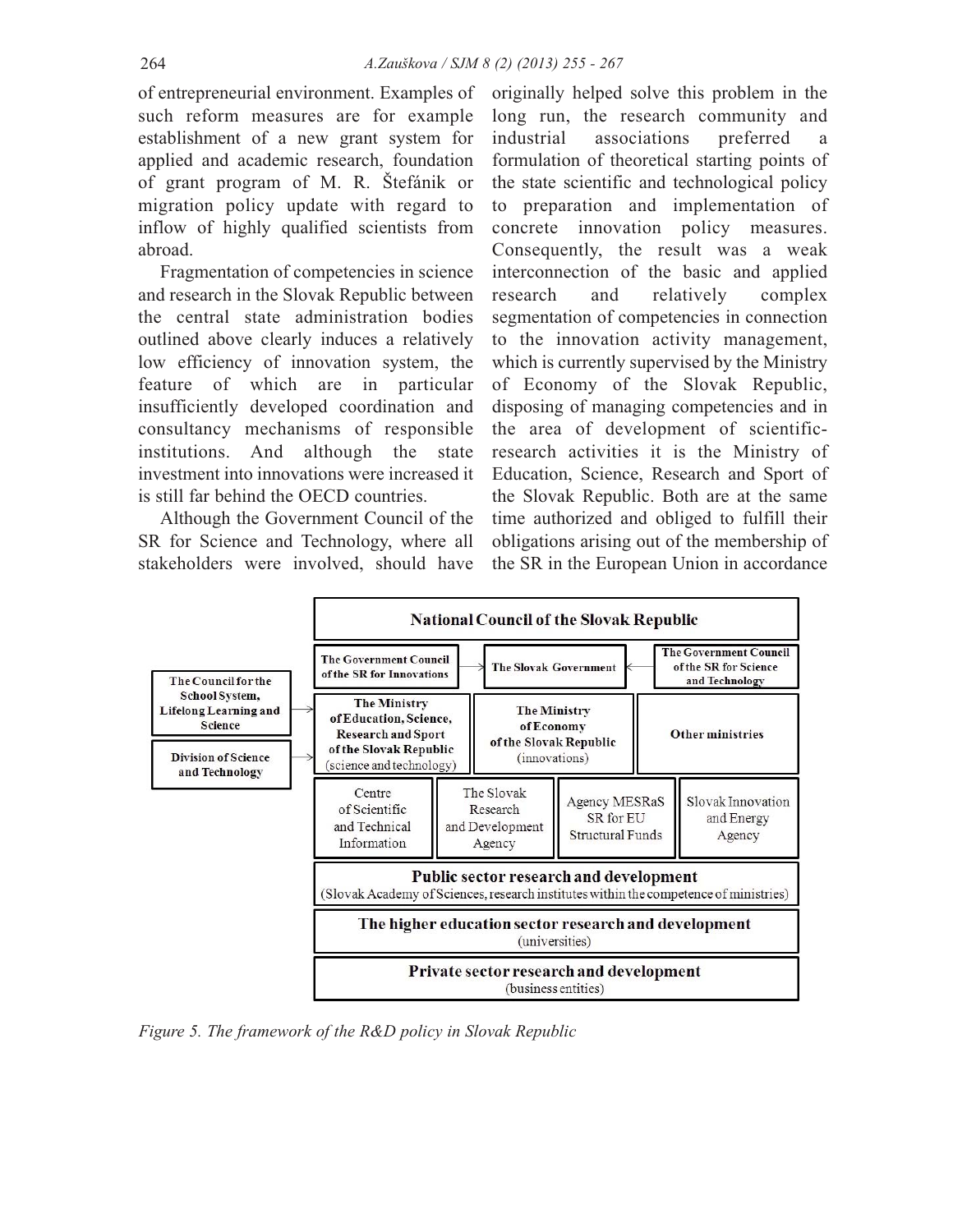of entrepreneurial environment. Examples of such reform measures are for example establishment of a new grant system for applied and academic research, foundation of grant program of M. R. Štefánik or migration policy update with regard to inflow of highly qualified scientists from abroad.

Fragmentation of competencies in science and research in the Slovak Republic between the central state administration bodies outlined above clearly induces a relatively low efficiency of innovation system, the feature of which are in particular insufficiently developed coordination and consultancy mechanisms of responsible institutions. And although the state investment into innovations were increased it is still far behind the OECD countries.

Although the Government Council of the SR for Science and Technology, where all stakeholders were involved, should have originally helped solve this problem in the long run, the research community and industrial associations preferred a formulation of theoretical starting points of the state scientific and technological policy to preparation and implementation of concrete innovation policy measures. Consequently, the result was a weak interconnection of the basic and applied research and relatively complex segmentation of competencies in connection to the innovation activity management, which is currently supervised by the Ministry of Economy of the Slovak Republic, disposing of managing competencies and in the area of development of scientific-research activities it is the Ministry of Education, Science, Research and Sport of the Slovak Republic. Both are at the same time authorized and obliged to fulfill their obligations arising out of the membership of the SR in the European Union in accordance

*Figure 5. The framework of the R&D policy in Slovak Republic*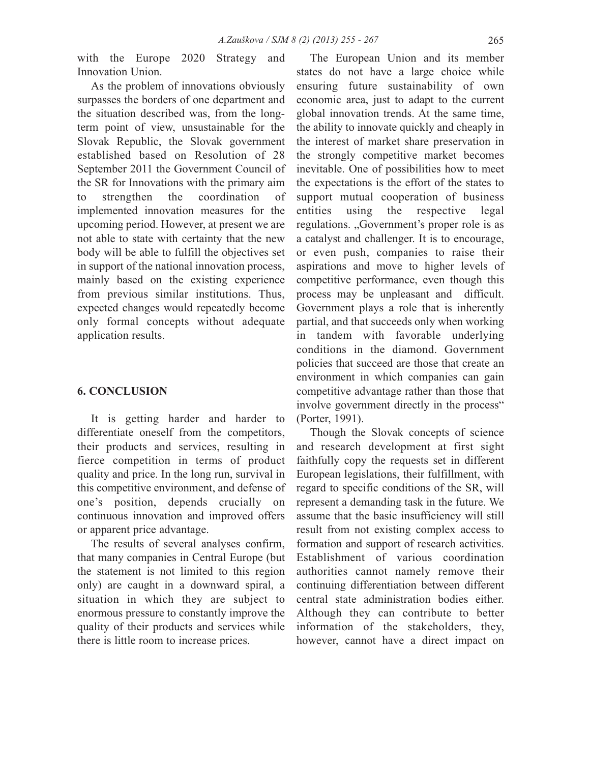with the Europe 2020 Strategy and Innovation Union.

As the problem of innovations obviously surpasses the borders of one department and the situation described was, from the long-term point of view, unsustainable for the Slovak Republic, the Slovak government established based on Resolution of 28 September 2011 the Government Council of the SR for Innovations with the primary aim to strengthen the coordination of implemented innovation measures for the upcoming period. However, at present we are not able to state with certainty that the new body will be able to fulfill the objectives set in support of the national innovation process, mainly based on the existing experience from previous similar institutions. Thus, expected changes would repeatedly become only formal concepts without adequate application results.

## 6. CONCLUSION

It is getting harder and harder to differentiate oneself from the competitors, their products and services, resulting in fierce competition in terms of product quality and price. In the long run, survival in this competitive environment, and defense of one's position, depends crucially on continuous innovation and improved offers or apparent price advantage.

The results of several analyses confirm, that many companies in Central Europe (but the statement is not limited to this region only) are caught in a downward spiral, a situation in which they are subject to enormous pressure to constantly improve the quality of their products and services while there is little room to increase prices.

The European Union and its member states do not have a large choice while ensuring future sustainability of own economic area, just to adapt to the current global innovation trends. At the same time, the ability to innovate quickly and cheaply in the interest of market share preservation in the strongly competitive market becomes inevitable. One of possibilities how to meet the expectations is the effort of the states to support mutual cooperation of business entities using the respective legal regulations. „Government's proper role is as a catalyst and challenger. It is to encourage, or even push, companies to raise their aspirations and move to higher levels of competitive performance, even though this process may be unpleasant and difficult. Government plays a role that is inherently partial, and that succeeds only when working in tandem with favorable underlying conditions in the diamond. Government policies that succeed are those that create an environment in which companies can gain competitive advantage rather than those that involve government directly in the process" (Porter, 1991).

Though the Slovak concepts of science and research development at first sight faithfully copy the requests set in different European legislations, their fulfillment, with regard to specific conditions of the SR, will represent a demanding task in the future. We assume that the basic insufficiency will still result from not existing complex access to formation and support of research activities. Establishment of various coordination authorities cannot namely remove their continuing differentiation between different central state administration bodies either. Although they can contribute to better information of the stakeholders, they, however, cannot have a direct impact on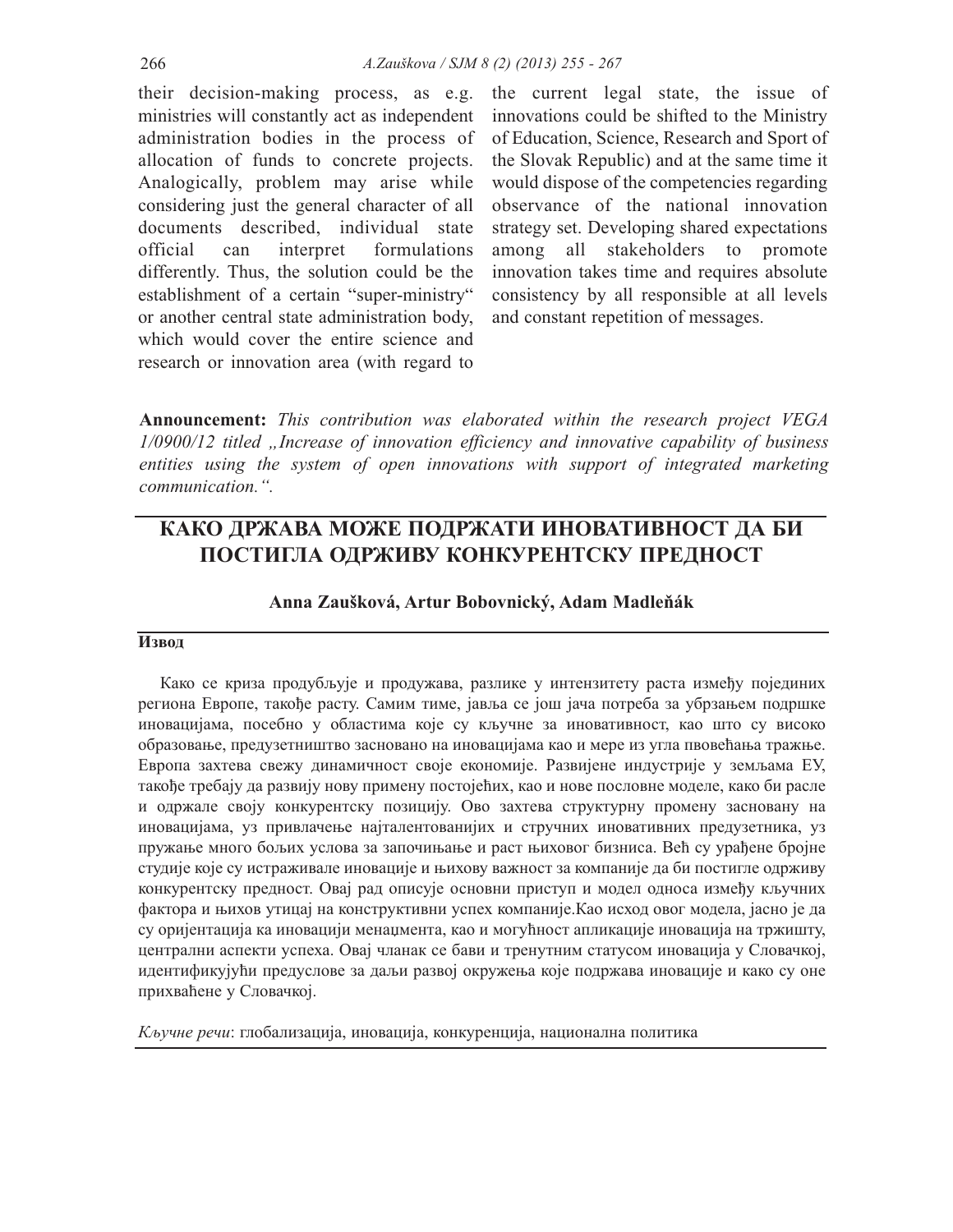their decision-making process, as e.g. ministries will constantly act as independent administration bodies in the process of allocation of funds to concrete projects. Analogically, problem may arise while considering just the general character of all documents described, individual state official can interpret formulations differently. Thus, the solution could be the establishment of a certain "super-ministry" or another central state administration body, which would cover the entire science and research or innovation area (with regard to the current legal state, the issue of innovations could be shifted to the Ministry of Education, Science, Research and Sport of the Slovak Republic) and at the same time it would dispose of the competencies regarding observance of the national innovation strategy set. Developing shared expectations among all stakeholders to promote innovation takes time and requires absolute consistency by all responsible at all levels and constant repetition of messages.

**Announcement:** *This contribution was elaborated within the research project VEGA 1/0900/12 titled „Increase of innovation efficiency and innovative capability of business entities using the system of open innovations with support of integrated marketing communication.".*

# КАКО ДРЖАВА МОЖЕ ПОДРЖАТИ ИНОВАТИВНОСТ ДА БИ ПОСТИГЛА ОДРЖИВУ КОНКУРЕНТСКУ ПРЕДНОСТ

**Anna Zaušková, Artur Bobovnický, Adam Madleňák**

## Извод

Како се криза продубљује и продужава, разлике у интензитету раста између појединих региона Европе, такође расту. Самим тиме, јавља се још јача потреба за убрзањем подршке иновацијама, посебно у областима које су кључне за иновативност, као што су високо образовање, предузетништво засновано на иновацијама као и мере из угла пвовећања тражње. Европа захтева свежу динамичност своје економије. Развијене индустрије у земљама ЕУ, такође требају да развију нову примену постојећих, као и нове пословне моделе, како би расле и одржале своју конкурентску позицију. Ово захтева структурну промену засновану на иновацијама, уз привлачење најталентованијих и стручних иновативних предузетника, уз пружање много бољих услова за започињање и раст њиховог бизниса. Већ су урађене бројне студије које су истраживале иновације и њихову важност за компаније да би постигле одрживу конкурентску предност. Овај рад описује основни приступ и модел односа између кључних фактора и њихов утицај на конструктивни успех компаније.Као исход овог модела, јасно је да су оријентација ка иновацији менаџмента, као и могућност апликације иновација на тржишту, централни аспекти успеха. Овај чланак се бави и тренутним статусом иновација у Словачкој, идентификујући предуслове за даљи развој окружења које подржава иновације и како су оне прихваћене у Словачкој.

*Кључне речи*: глобализација, иновација, конкуренција, национална политика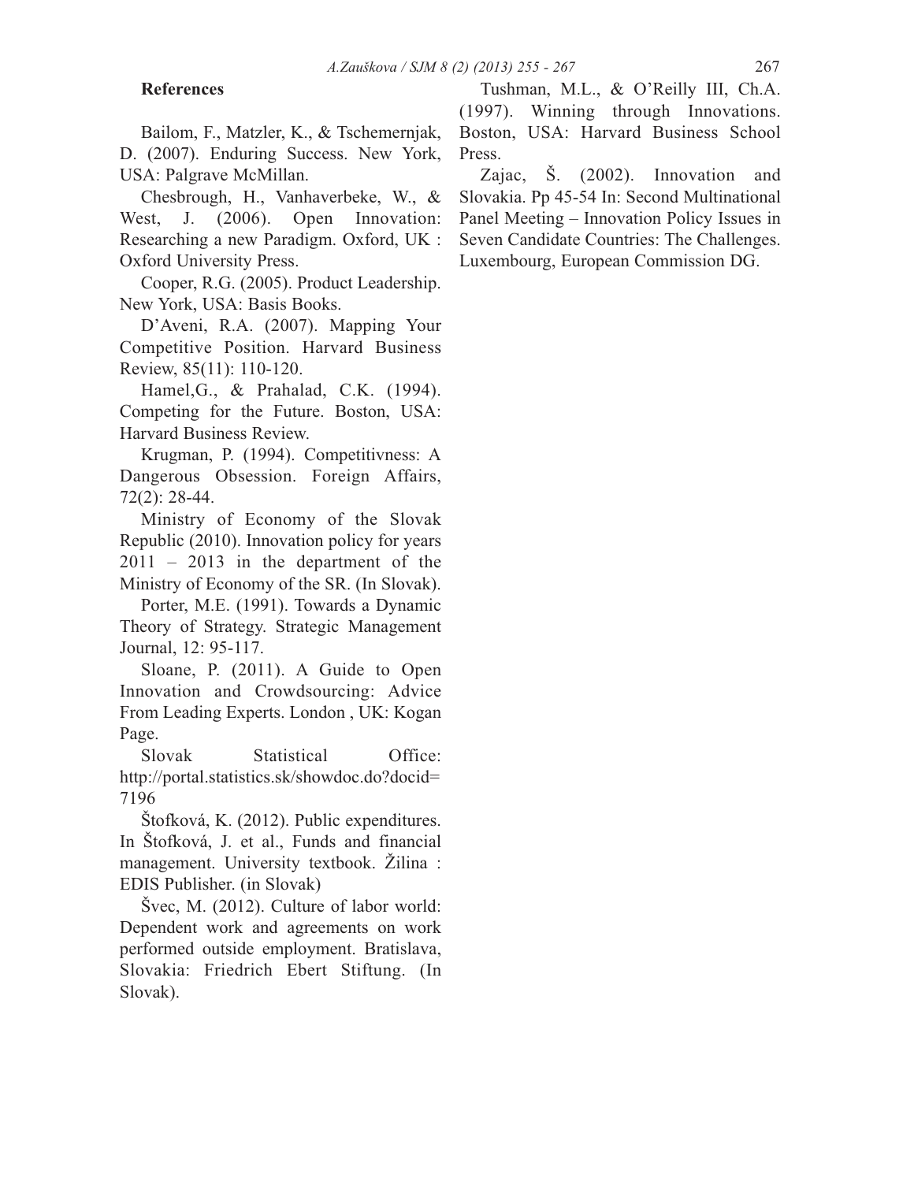## References

Bailom, F., Matzler, K., & Tschemernjak, D. (2007). Enduring Success. New York, USA: Palgrave McMillan.

Chesbrough, H., Vanhaverbeke, W., & West, J. (2006). Open Innovation: Researching a new Paradigm. Oxford, UK : Oxford University Press.

Cooper, R.G. (2005). Product Leadership. New York, USA: Basis Books.

D'Aveni, R.A. (2007). Mapping Your Competitive Position. Harvard Business Review, 85(11): 110-120.

Hamel,G., & Prahalad, C.K. (1994). Competing for the Future. Boston, USA: Harvard Business Review.

Krugman, P. (1994). Competitivness: A Dangerous Obsession. Foreign Affairs, 72(2): 28-44.

Ministry of Economy of the Slovak Republic (2010). Innovation policy for years 2011 – 2013 in the department of the Ministry of Economy of the SR. (In Slovak).

Porter, M.E. (1991). Towards a Dynamic Theory of Strategy. Strategic Management Journal, 12: 95-117.

Sloane, P. (2011). A Guide to Open Innovation and Crowdsourcing: Advice From Leading Experts. London , UK: Kogan Page.

Slovak Statistical Office: http://portal.statistics.sk/showdoc.do?docid=7196

Štofková, K. (2012). Public expenditures. In Štofková, J. et al., Funds and financial management. University textbook. Žilina : EDIS Publisher. (in Slovak)

Švec, M. (2012). Culture of labor world: Dependent work and agreements on work performed outside employment. Bratislava, Slovakia: Friedrich Ebert Stiftung. (In Slovak).

Tushman, M.L., & O'Reilly III, Ch.A. (1997). Winning through Innovations. Boston, USA: Harvard Business School Press.

Zajac, Š. (2002). Innovation and Slovakia. Pp 45-54 In: Second Multinational Panel Meeting – Innovation Policy Issues in Seven Candidate Countries: The Challenges. Luxembourg, European Commission DG.